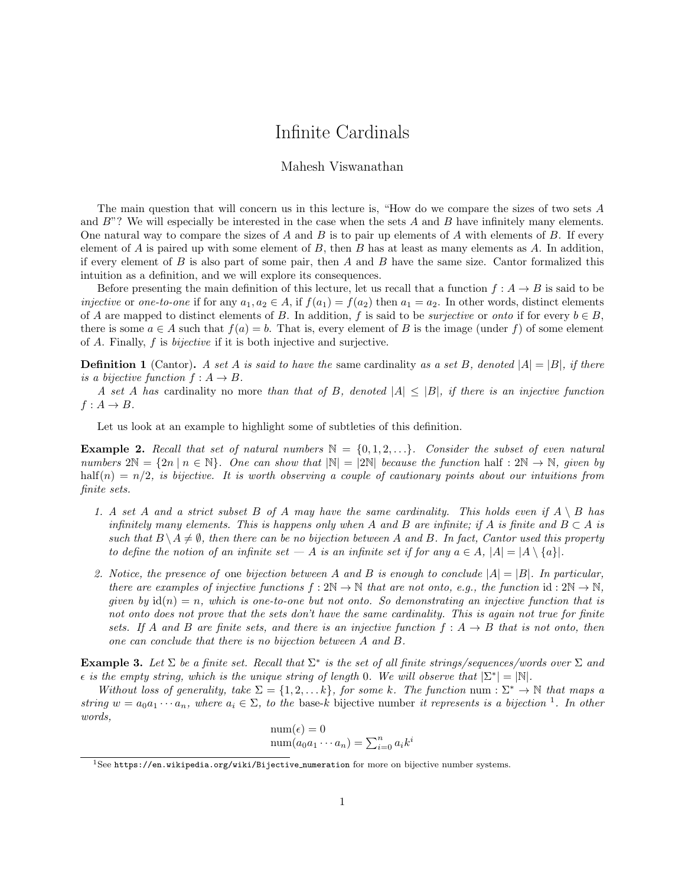# Infinite Cardinals

Mahesh Viswanathan

The main question that will concern us in this lecture is, "How do we compare the sizes of two sets $A$ and $B$"? We will especially be interested in the case when the sets $A$ and $B$ have infinitely many elements. One natural way to compare the sizes of $A$ and $B$ is to pair up elements of $A$ with elements of $B$. If every element of $A$ is paired up with some element of $B$, then $B$ has at least as many elements as $A$. In addition, if every element of $B$ is also part of some pair, then $A$ and $B$ have the same size. Cantor formalized this intuition as a definition, and we will explore its consequences.

Before presenting the main definition of this lecture, let us recall that a function $f : A \to B$ is said to be *injective* or *one-to-one* if for any $a_1, a_2 \in A$, if $f(a_1) = f(a_2)$ then $a_1 = a_2$. In other words, distinct elements of $A$ are mapped to distinct elements of $B$. In addition, $f$ is said to be *surjective* or *onto* if for every $b \in B$, there is some $a \in A$ such that $f(a) = b$. That is, every element of $B$ is the image (under $f$) of some element of $A$. Finally, $f$ is *bijective* if it is both injective and surjective.

**Definition 1** (Cantor)**.** *A set $A$ is said to have the* same cardinality *as a set $B$, denoted $|A| = |B|$, if there is a bijective function $f : A \to B$.*

*A set $A$ has* cardinality no more *than that of $B$, denoted $|A| \leq |B|$, if there is an injective function $f : A \to B$.*

Let us look at an example to highlight some of subtleties of this definition.

**Example 2.** *Recall that set of natural numbers $\mathbb{N} = \{0, 1, 2, \ldots\}$. Consider the subset of even natural numbers $2\mathbb{N} = \{2n \mid n \in \mathbb{N}\}$. One can show that $|\mathbb{N}| = |2\mathbb{N}|$ because the function $\mathrm{half} : 2\mathbb{N} \to \mathbb{N}$, given by $\mathrm{half}(n) = n/2$, is bijective. It is worth observing a couple of cautionary points about our intuitions from finite sets.*

1. *A set $A$ and a strict subset $B$ of $A$ may have the same cardinality. This holds even if $A \setminus B$ has infinitely many elements. This is happens only when $A$ and $B$ are infinite; if $A$ is finite and $B \subset A$ is such that $B \setminus A \neq \emptyset$, then there can be no bijection between $A$ and $B$. In fact, Cantor used this property to define the notion of an infinite set — $A$ is an infinite set if for any $a \in A$, $|A| = |A \setminus \{a\}|$.*
2. *Notice, the presence of* one *bijection between $A$ and $B$ is enough to conclude $|A| = |B|$. In particular, there are examples of injective functions $f : 2\mathbb{N} \to \mathbb{N}$ that are not onto, e.g., the function $\mathrm{id} : 2\mathbb{N} \to \mathbb{N}$, given by $\mathrm{id}(n) = n$, which is one-to-one but not onto. So demonstrating an injective function that is not onto does not prove that the sets don't have the same cardinality. This is again not true for finite sets. If $A$ and $B$ are finite sets, and there is an injective function $f : A \to B$ that is not onto, then one can conclude that there is no bijection between $A$ and $B$.*

**Example 3.** *Let $\Sigma$ be a finite set. Recall that $\Sigma^*$ is the set of all finite strings/sequences/words over $\Sigma$ and $\epsilon$ is the empty string, which is the unique string of length 0. We will observe that $|\Sigma^*| = |\mathbb{N}|$.*

*Without loss of generality, take $\Sigma = \{1, 2, \ldots k\}$, for some $k$. The function $\mathrm{num} : \Sigma^* \to \mathbb{N}$ that maps a string $w = a_0 a_1 \cdots a_n$, where $a_i \in \Sigma$, to the* base-$k$ bijective number *it represents is a bijection* [1]. *In other words,*

$$\mathrm{num}(\epsilon) = 0$$
$$\mathrm{num}(a_0 a_1 \cdots a_n) = \sum_{i=0}^{n} a_i k^i$$

[1] See https://en.wikipedia.org/wiki/Bijective_numeration for more on bijective number systems.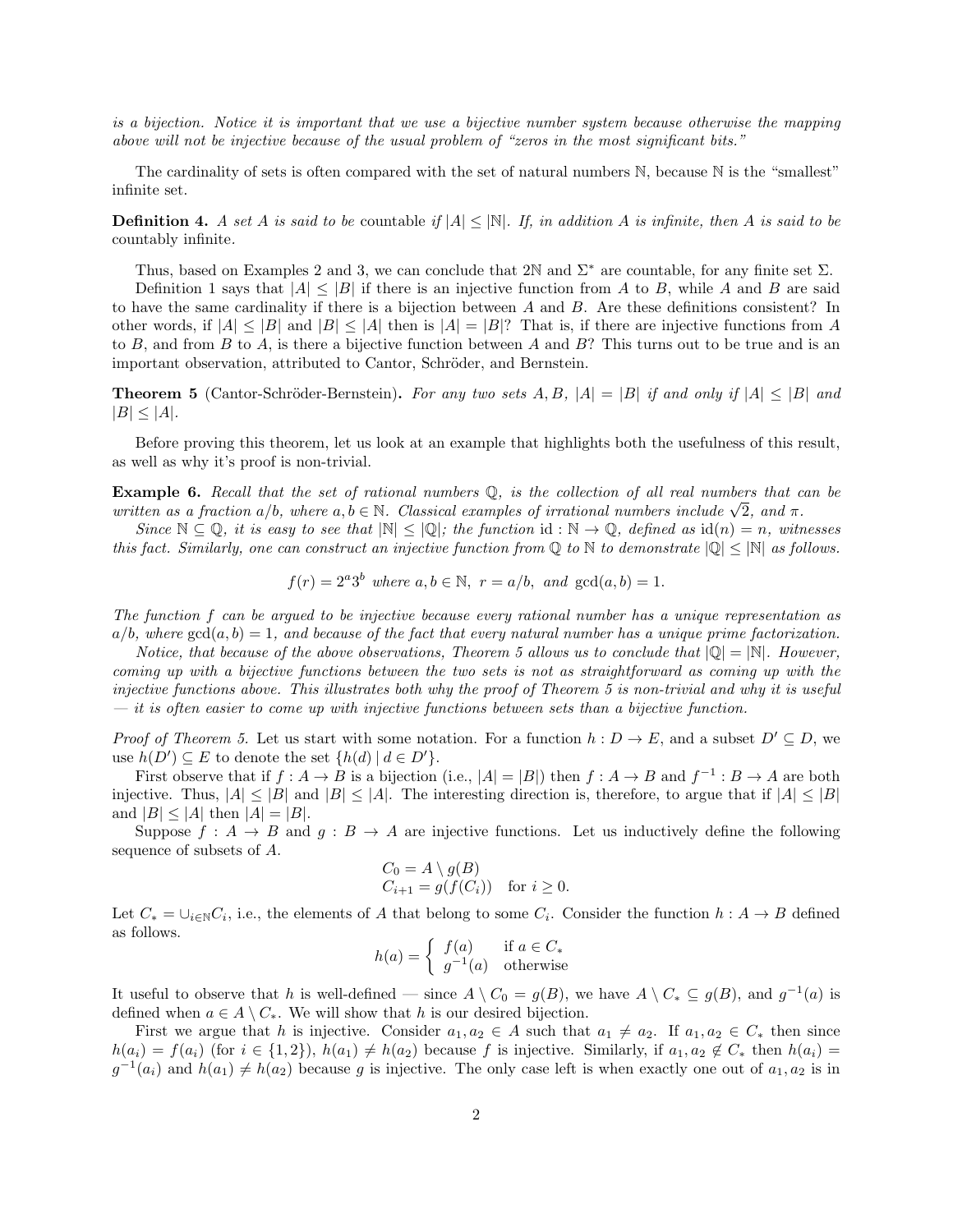*is a bijection. Notice it is important that we use a bijective number system because otherwise the mapping above will not be injective because of the usual problem of "zeros in the most significant bits."*

The cardinality of sets is often compared with the set of natural numbers $\mathbb{N}$, because $\mathbb{N}$ is the "smallest" infinite set.

**Definition 4.** *A set $A$ is said to be* countable *if $|A| \leq |\mathbb{N}|$. If, in addition $A$ is infinite, then $A$ is said to be* countably infinite*.*

Thus, based on Examples 2 and 3, we can conclude that $2\mathbb{N}$ and $\Sigma^*$ are countable, for any finite set $\Sigma$.

Definition 1 says that $|A| \leq |B|$ if there is an injective function from $A$ to $B$, while $A$ and $B$ are said to have the same cardinality if there is a bijection between $A$ and $B$. Are these definitions consistent? In other words, if $|A| \leq |B|$ and $|B| \leq |A|$ then is $|A| = |B|$? That is, if there are injective functions from $A$ to $B$, and from $B$ to $A$, is there a bijective function between $A$ and $B$? This turns out to be true and is an important observation, attributed to Cantor, Schröder, and Bernstein.

**Theorem 5** (Cantor-Schröder-Bernstein)**.** *For any two sets $A, B$, $|A| = |B|$ if and only if $|A| \leq |B|$ and $|B| \leq |A|$.*

Before proving this theorem, let us look at an example that highlights both the usefulness of this result, as well as why it's proof is non-trivial.

**Example 6.** *Recall that the set of rational numbers $\mathbb{Q}$, is the collection of all real numbers that can be written as a fraction $a/b$, where $a, b \in \mathbb{N}$. Classical examples of irrational numbers include $\sqrt{2}$, and $\pi$.*

*Since $\mathbb{N} \subseteq \mathbb{Q}$, it is easy to see that $|\mathbb{N}| \leq |\mathbb{Q}|$; the function $\mathrm{id} : \mathbb{N} \to \mathbb{Q}$, defined as $\mathrm{id}(n) = n$, witnesses this fact. Similarly, one can construct an injective function from $\mathbb{Q}$ to $\mathbb{N}$ to demonstrate $|\mathbb{Q}| \leq |\mathbb{N}|$ as follows.*

$$f(r) = 2^a 3^b \text{ where } a, b \in \mathbb{N},\ r = a/b, \text{ and } \gcd(a, b) = 1.$$

*The function $f$ can be argued to be injective because every rational number has a unique representation as $a/b$, where $\gcd(a, b) = 1$, and because of the fact that every natural number has a unique prime factorization.*

*Notice, that because of the above observations, Theorem 5 allows us to conclude that $|\mathbb{Q}| = |\mathbb{N}|$. However, coming up with a bijective functions between the two sets is not as straightforward as coming up with the injective functions above. This illustrates both why the proof of Theorem 5 is non-trivial and why it is useful — it is often easier to come up with injective functions between sets than a bijective function.*

*Proof of Theorem 5.* Let us start with some notation. For a function $h : D \to E$, and a subset $D' \subseteq D$, we use $h(D') \subseteq E$ to denote the set $\{h(d) \mid d \in D'\}$.

First observe that if $f : A \to B$ is a bijection (i.e., $|A| = |B|$) then $f : A \to B$ and $f^{-1} : B \to A$ are both injective. Thus, $|A| \leq |B|$ and $|B| \leq |A|$. The interesting direction is, therefore, to argue that if $|A| \leq |B|$ and $|B| \leq |A|$ then $|A| = |B|$.

Suppose $f : A \to B$ and $g : B \to A$ are injective functions. Let us inductively define the following sequence of subsets of $A$.

$$C_0 = A \setminus g(B)$$
$$C_{i+1} = g(f(C_i)) \quad \text{for } i \geq 0.$$

Let $C_* = \cup_{i \in \mathbb{N}} C_i$, i.e., the elements of $A$ that belong to some $C_i$. Consider the function $h : A \to B$ defined as follows.

$$h(a) = \begin{cases} f(a) & \text{if } a \in C_* \\ g^{-1}(a) & \text{otherwise} \end{cases}$$

It useful to observe that $h$ is well-defined — since $A \setminus C_0 = g(B)$, we have $A \setminus C_* \subseteq g(B)$, and $g^{-1}(a)$ is defined when $a \in A \setminus C_*$. We will show that $h$ is our desired bijection.

First we argue that $h$ is injective. Consider $a_1, a_2 \in A$ such that $a_1 \neq a_2$. If $a_1, a_2 \in C_*$ then since $h(a_i) = f(a_i)$ (for $i \in \{1, 2\}$), $h(a_1) \neq h(a_2)$ because $f$ is injective. Similarly, if $a_1, a_2 \notin C_*$ then $h(a_i) = g^{-1}(a_i)$ and $h(a_1) \neq h(a_2)$ because $g$ is injective. The only case left is when exactly one out of $a_1, a_2$ is in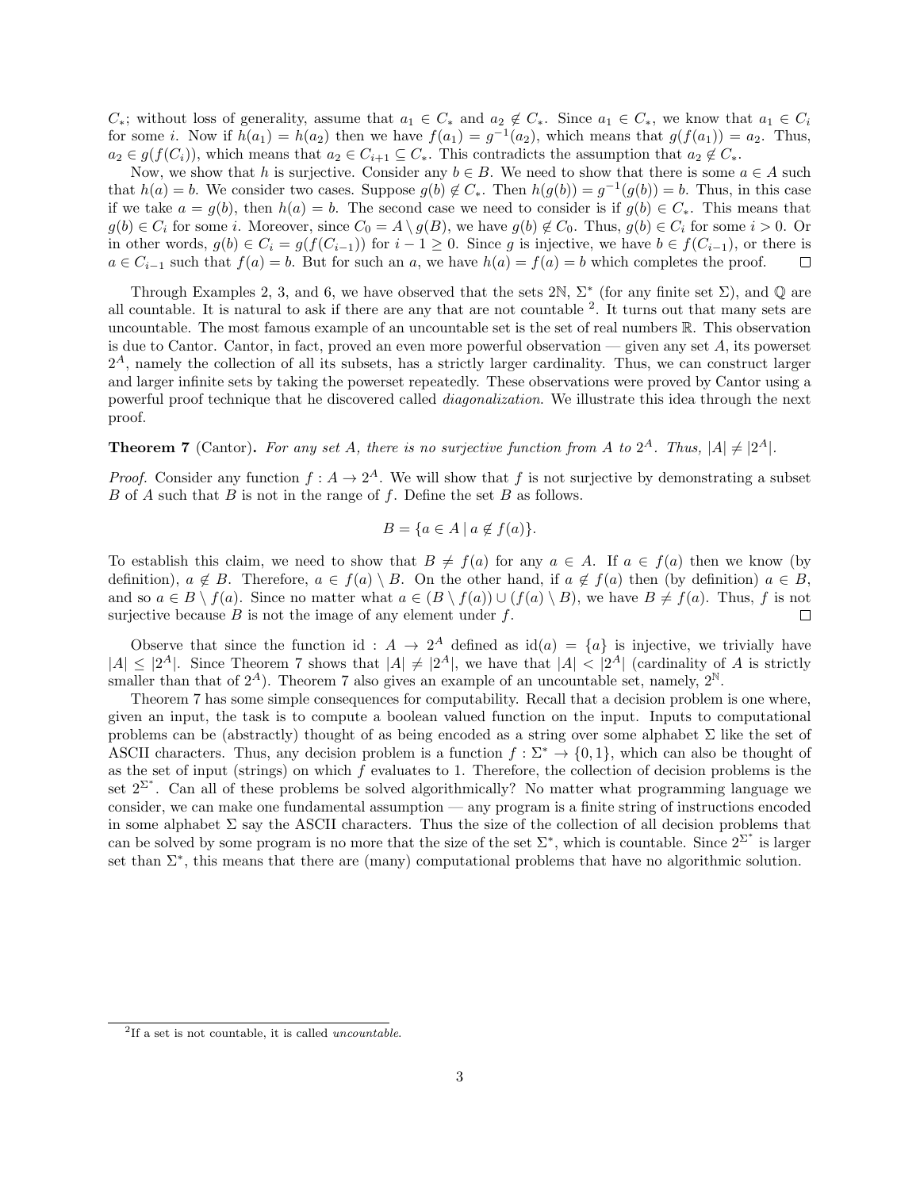$C_*$; without loss of generality, assume that $a_1 \in C_*$ and $a_2 \notin C_*$. Since $a_1 \in C_*$, we know that $a_1 \in C_i$ for some $i$. Now if $h(a_1) = h(a_2)$ then we have $f(a_1) = g^{-1}(a_2)$, which means that $g(f(a_1)) = a_2$. Thus, $a_2 \in g(f(C_i))$, which means that $a_2 \in C_{i+1} \subseteq C_*$. This contradicts the assumption that $a_2 \notin C_*$.

Now, we show that $h$ is surjective. Consider any $b \in B$. We need to show that there is some $a \in A$ such that $h(a) = b$. We consider two cases. Suppose $g(b) \notin C_*$. Then $h(g(b)) = g^{-1}(g(b)) = b$. Thus, in this case if we take $a = g(b)$, then $h(a) = b$. The second case we need to consider is if $g(b) \in C_*$. This means that $g(b) \in C_i$ for some $i$. Moreover, since $C_0 = A \setminus g(B)$, we have $g(b) \notin C_0$. Thus, $g(b) \in C_i$ for some $i > 0$. Or in other words, $g(b) \in C_i = g(f(C_{i-1}))$ for $i - 1 \geq 0$. Since $g$ is injective, we have $b \in f(C_{i-1})$, or there is $a \in C_{i-1}$ such that $f(a) = b$. But for such an $a$, we have $h(a) = f(a) = b$ which completes the proof. □

Through Examples 2, 3, and 6, we have observed that the sets $2\mathbb{N}$, $\Sigma^*$ (for any finite set $\Sigma$), and $\mathbb{Q}$ are all countable. It is natural to ask if there are any that are not countable [2]. It turns out that many sets are uncountable. The most famous example of an uncountable set is the set of real numbers $\mathbb{R}$. This observation is due to Cantor. Cantor, in fact, proved an even more powerful observation — given any set $A$, its powerset $2^A$, namely the collection of all its subsets, has a strictly larger cardinality. Thus, we can construct larger and larger infinite sets by taking the powerset repeatedly. These observations were proved by Cantor using a powerful proof technique that he discovered called *diagonalization*. We illustrate this idea through the next proof.

**Theorem 7** (Cantor). *For any set A, there is no surjective function from A to $2^A$. Thus, $|A| \neq |2^A|$.*

*Proof.* Consider any function $f : A \to 2^A$. We will show that $f$ is not surjective by demonstrating a subset $B$ of $A$ such that $B$ is not in the range of $f$. Define the set $B$ as follows.

$$B = \{a \in A \mid a \notin f(a)\}.$$

To establish this claim, we need to show that $B \neq f(a)$ for any $a \in A$. If $a \in f(a)$ then we know (by definition), $a \notin B$. Therefore, $a \in f(a) \setminus B$. On the other hand, if $a \notin f(a)$ then (by definition) $a \in B$, and so $a \in B \setminus f(a)$. Since no matter what $a \in (B \setminus f(a)) \cup (f(a) \setminus B)$, we have $B \neq f(a)$. Thus, $f$ is not surjective because $B$ is not the image of any element under $f$. □

Observe that since the function $\mathrm{id} : A \to 2^A$ defined as $\mathrm{id}(a) = \{a\}$ is injective, we trivially have $|A| \leq |2^A|$. Since Theorem 7 shows that $|A| \neq |2^A|$, we have that $|A| < |2^A|$ (cardinality of $A$ is strictly smaller than that of $2^A$). Theorem 7 also gives an example of an uncountable set, namely, $2^{\mathbb{N}}$.

Theorem 7 has some simple consequences for computability. Recall that a decision problem is one where, given an input, the task is to compute a boolean valued function on the input. Inputs to computational problems can be (abstractly) thought of as being encoded as a string over some alphabet $\Sigma$ like the set of ASCII characters. Thus, any decision problem is a function $f : \Sigma^* \to \{0, 1\}$, which can also be thought of as the set of input (strings) on which $f$ evaluates to 1. Therefore, the collection of decision problems is the set $2^{\Sigma^*}$. Can all of these problems be solved algorithmically? No matter what programming language we consider, we can make one fundamental assumption — any program is a finite string of instructions encoded in some alphabet $\Sigma$ say the ASCII characters. Thus the size of the collection of all decision problems that can be solved by some program is no more that the size of the set $\Sigma^*$, which is countable. Since $2^{\Sigma^*}$ is larger set than $\Sigma^*$, this means that there are (many) computational problems that have no algorithmic solution.

[2] If a set is not countable, it is called *uncountable*.